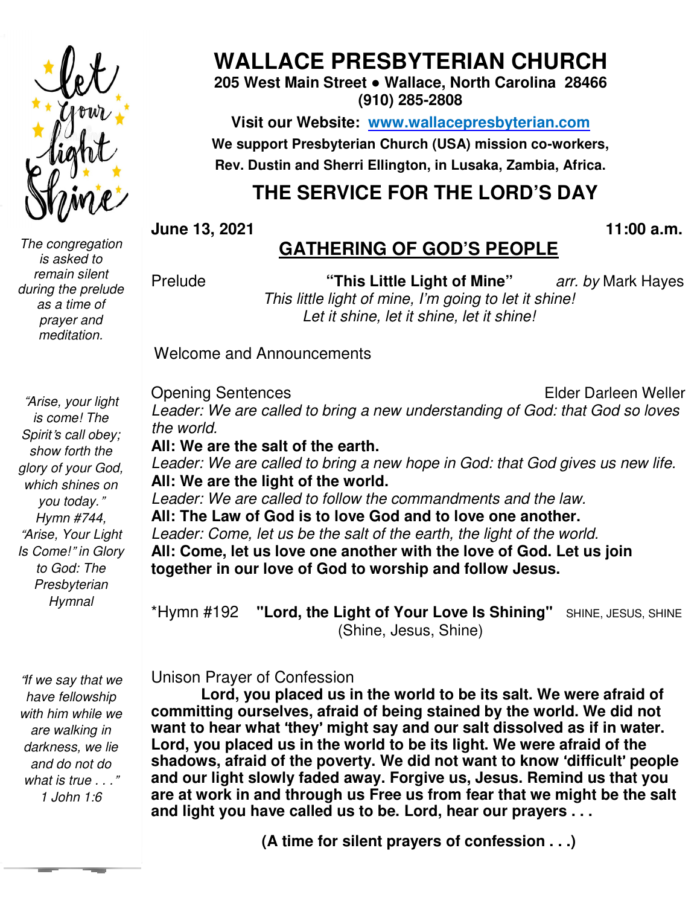# WALLACE PRESBYTERIAN CHURCH

**205 West Main Street ● Wallace, North Carolina 28466**
**(910) 285-2808**

**Visit our Website: [www.wallacepresbyterian.com](http://www.wallacepresbyterian.com)**

**We support Presbyterian Church (USA) mission co-workers, Rev. Dustin and Sherri Ellington, in Lusaka, Zambia, Africa.**

## THE SERVICE FOR THE LORD'S DAY

**June 13, 2021** **11:00 a.m.**

## GATHERING OF GOD'S PEOPLE

*The congregation is asked to remain silent during the prelude as a time of prayer and meditation.*

Prelude **"This Little Light of Mine"** *arr. by* Mark Hayes

*This little light of mine, I'm going to let it shine!*
*Let it shine, let it shine, let it shine!*

Welcome and Announcements

*"Arise, your light is come! The Spirit's call obey; show forth the glory of your God, which shines on you today." Hymn #744, "Arise, Your Light Is Come!" in Glory to God: The Presbyterian Hymnal*

Opening Sentences Elder Darleen Weller

*Leader: We are called to bring a new understanding of God: that God so loves the world.*
**All: We are the salt of the earth.**
*Leader: We are called to bring a new hope in God: that God gives us new life.*
**All: We are the light of the world.**
*Leader: We are called to follow the commandments and the law.*
**All: The Law of God is to love God and to love one another.**
*Leader: Come, let us be the salt of the earth, the light of the world.*
**All: Come, let us love one another with the love of God. Let us join together in our love of God to worship and follow Jesus.**

*Hymn #192 **"Lord, the Light of Your Love Is Shining"** SHINE, JESUS, SHINE (Shine, Jesus, Shine)

*"If we say that we have fellowship with him while we are walking in darkness, we lie and do not do what is true . . ." 1 John 1:6*

Unison Prayer of Confession

**Lord, you placed us in the world to be its salt. We were afraid of committing ourselves, afraid of being stained by the world. We did not want to hear what 'they' might say and our salt dissolved as if in water. Lord, you placed us in the world to be its light. We were afraid of the shadows, afraid of the poverty. We did not want to know 'difficult' people and our light slowly faded away. Forgive us, Jesus. Remind us that you are at work in and through us Free us from fear that we might be the salt and light you have called us to be. Lord, hear our prayers . . .**

**(A time for silent prayers of confession . . .)**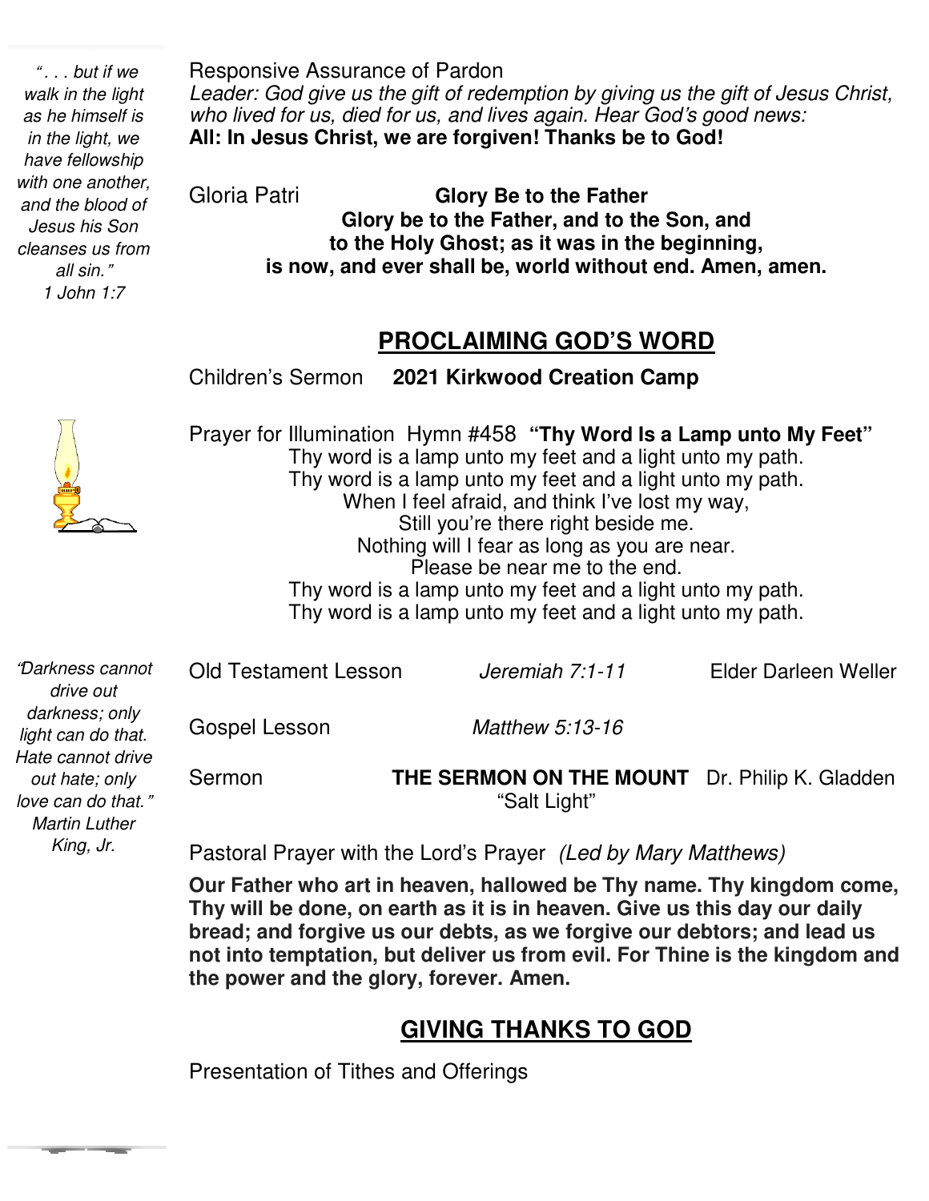*". . . but if we walk in the light as he himself is in the light, we have fellowship with one another, and the blood of Jesus his Son cleanses us from all sin."*
*1 John 1:7*

Responsive Assurance of Pardon

*Leader: God give us the gift of redemption by giving us the gift of Jesus Christ, who lived for us, died for us, and lives again. Hear God's good news:*

**All: In Jesus Christ, we are forgiven! Thanks be to God!**

Gloria Patri **Glory Be to the Father**

**Glory be to the Father, and to the Son, and**
**to the Holy Ghost; as it was in the beginning,**
**is now, and ever shall be, world without end. Amen, amen.**

## PROCLAIMING GOD'S WORD

Children's Sermon **2021 Kirkwood Creation Camp**

Prayer for Illumination Hymn #458 **"Thy Word Is a Lamp unto My Feet"**

Thy word is a lamp unto my feet and a light unto my path.
Thy word is a lamp unto my feet and a light unto my path.
When I feel afraid, and think I've lost my way,
Still you're there right beside me.
Nothing will I fear as long as you are near.
Please be near me to the end.
Thy word is a lamp unto my feet and a light unto my path.
Thy word is a lamp unto my feet and a light unto my path.

*"Darkness cannot drive out darkness; only light can do that. Hate cannot drive out hate; only love can do that."*
*Martin Luther King, Jr.*

Old Testament Lesson *Jeremiah 7:1-11* Elder Darleen Weller

Gospel Lesson *Matthew 5:13-16*

Sermon **THE SERMON ON THE MOUNT** Dr. Philip K. Gladden
"Salt Light"

Pastoral Prayer with the Lord's Prayer *(Led by Mary Matthews)*

**Our Father who art in heaven, hallowed be Thy name. Thy kingdom come, Thy will be done, on earth as it is in heaven. Give us this day our daily bread; and forgive us our debts, as we forgive our debtors; and lead us not into temptation, but deliver us from evil. For Thine is the kingdom and the power and the glory, forever. Amen.**

## GIVING THANKS TO GOD

Presentation of Tithes and Offerings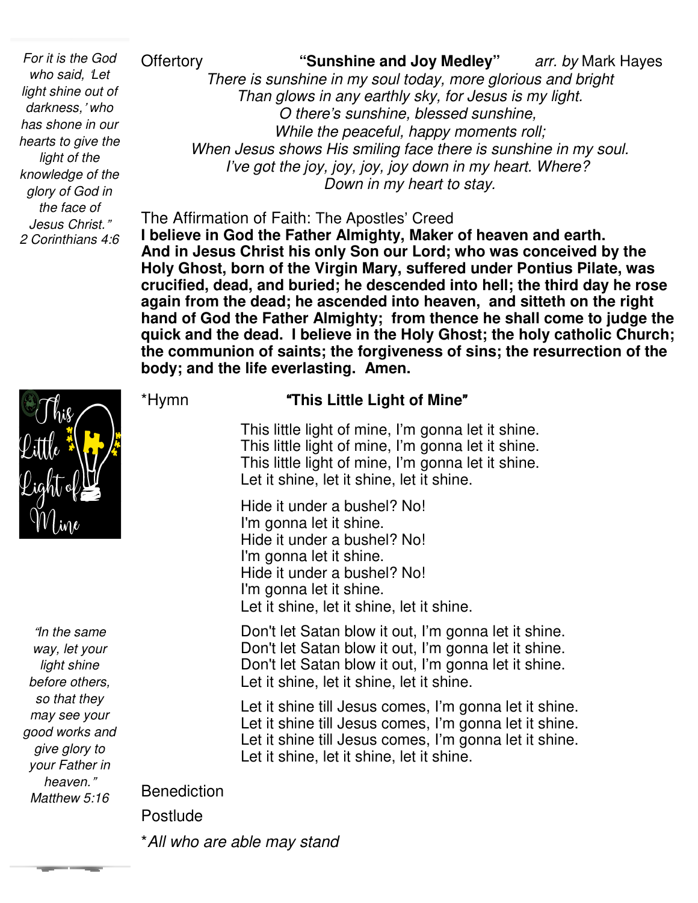*For it is the God who said, 'Let light shine out of darkness,' who has shone in our hearts to give the light of the knowledge of the glory of God in the face of Jesus Christ."*
*2 Corinthians 4:6*

Offertory **"Sunshine and Joy Medley"** *arr. by* Mark Hayes

*There is sunshine in my soul today, more glorious and bright*
*Than glows in any earthly sky, for Jesus is my light.*
*O there's sunshine, blessed sunshine,*
*While the peaceful, happy moments roll;*
*When Jesus shows His smiling face there is sunshine in my soul.*
*I've got the joy, joy, joy, joy down in my heart. Where?*
*Down in my heart to stay.*

The Affirmation of Faith: The Apostles' Creed

**I believe in God the Father Almighty, Maker of heaven and earth. And in Jesus Christ his only Son our Lord; who was conceived by the Holy Ghost, born of the Virgin Mary, suffered under Pontius Pilate, was crucified, dead, and buried; he descended into hell; the third day he rose again from the dead; he ascended into heaven, and sitteth on the right hand of God the Father Almighty; from thence he shall come to judge the quick and the dead. I believe in the Holy Ghost; the holy catholic Church; the communion of saints; the forgiveness of sins; the resurrection of the body; and the life everlasting. Amen.**

*Hymn **"This Little Light of Mine"**

This little light of mine, I'm gonna let it shine.
This little light of mine, I'm gonna let it shine.
This little light of mine, I'm gonna let it shine.
Let it shine, let it shine, let it shine.

Hide it under a bushel? No!
I'm gonna let it shine.
Hide it under a bushel? No!
I'm gonna let it shine.
Hide it under a bushel? No!
I'm gonna let it shine.
Let it shine, let it shine, let it shine.

Don't let Satan blow it out, I'm gonna let it shine.
Don't let Satan blow it out, I'm gonna let it shine.
Don't let Satan blow it out, I'm gonna let it shine.
Let it shine, let it shine, let it shine.

Let it shine till Jesus comes, I'm gonna let it shine.
Let it shine till Jesus comes, I'm gonna let it shine.
Let it shine till Jesus comes, I'm gonna let it shine.
Let it shine, let it shine, let it shine.

*"In the same way, let your light shine before others, so that they may see your good works and give glory to your Father in heaven."*
*Matthew 5:16*

Benediction

Postlude

**All who are able may stand*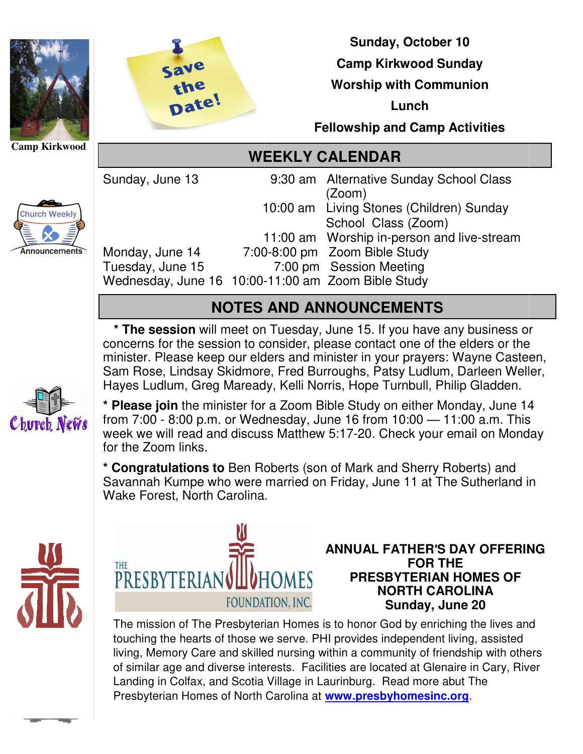Camp Kirkwood

**Sunday, October 10**
**Camp Kirkwood Sunday**
**Worship with Communion**
**Lunch**
**Fellowship and Camp Activities**

## WEEKLY CALENDAR

| | | |
|---|---|---|
| Sunday, June 13 | 9:30 am | Alternative Sunday School Class (Zoom) |
| | 10:00 am | Living Stones (Children) Sunday School Class (Zoom) |
| | 11:00 am | Worship in-person and live-stream |
| Monday, June 14 | 7:00-8:00 pm | Zoom Bible Study |
| Tuesday, June 15 | 7:00 pm | Session Meeting |
| Wednesday, June 16 | 10:00-11:00 am | Zoom Bible Study |

## NOTES AND ANNOUNCEMENTS

* **The session** will meet on Tuesday, June 15. If you have any business or concerns for the session to consider, please contact one of the elders or the minister. Please keep our elders and minister in your prayers: Wayne Casteen, Sam Rose, Lindsay Skidmore, Fred Burroughs, Patsy Ludlum, Darleen Weller, Hayes Ludlum, Greg Maready, Kelli Norris, Hope Turnbull, Philip Gladden.

* **Please join** the minister for a Zoom Bible Study on either Monday, June 14 from 7:00 - 8:00 p.m. or Wednesday, June 16 from 10:00 — 11:00 a.m. This week we will read and discuss Matthew 5:17-20. Check your email on Monday for the Zoom links.

* **Congratulations to** Ben Roberts (son of Mark and Sherry Roberts) and Savannah Kumpe who were married on Friday, June 11 at The Sutherland in Wake Forest, North Carolina.

THE PRESBYTERIAN HOMES FOUNDATION, INC.

**ANNUAL FATHER'S DAY OFFERING FOR THE PRESBYTERIAN HOMES OF NORTH CAROLINA**
**Sunday, June 20**

The mission of The Presbyterian Homes is to honor God by enriching the lives and touching the hearts of those we serve. PHI provides independent living, assisted living, Memory Care and skilled nursing within a community of friendship with others of similar age and diverse interests. Facilities are located at Glenaire in Cary, River Landing in Colfax, and Scotia Village in Laurinburg. Read more abut The Presbyterian Homes of North Carolina at **www.presbyhomesinc.org**.